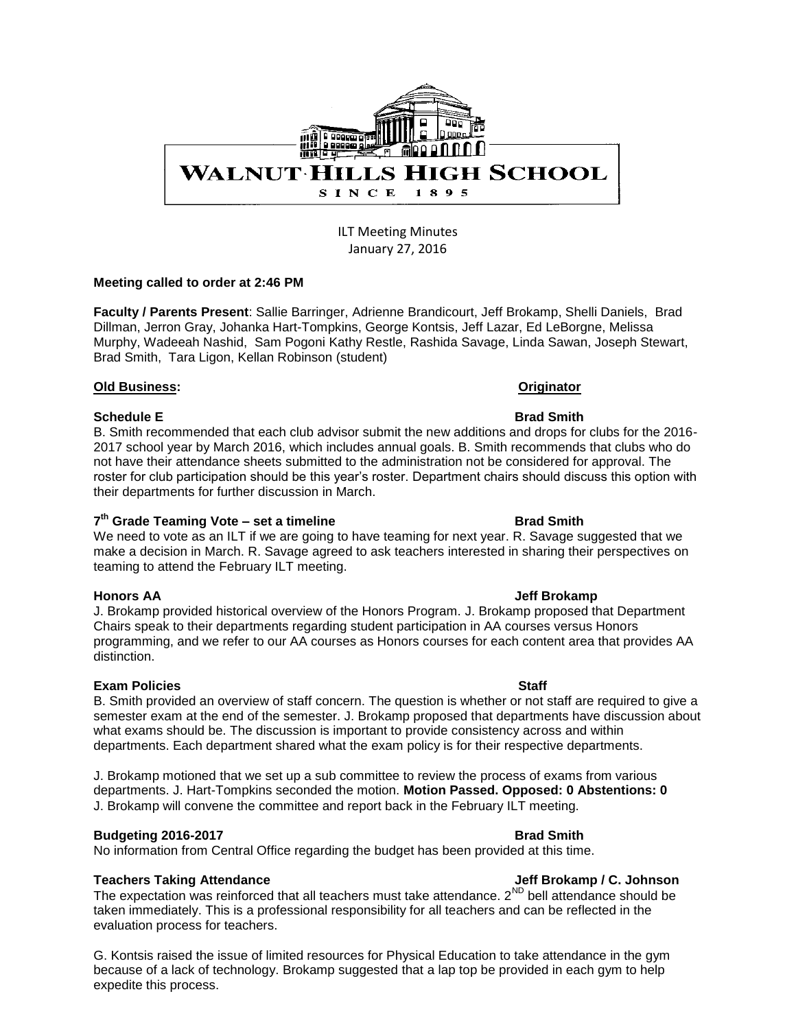WALNUT HILLS HIGH SCHOOL

SINCE 1895

ILT Meeting Minutes
January 27, 2016

**Meeting called to order at 2:46 PM**

**Faculty / Parents Present**: Sallie Barringer, Adrienne Brandicourt, Jeff Brokamp, Shelli Daniels, Brad Dillman, Jerron Gray, Johanka Hart-Tompkins, George Kontsis, Jeff Lazar, Ed LeBorgne, Melissa Murphy, Wadeeah Nashid, Sam Pogoni Kathy Restle, Rashida Savage, Linda Sawan, Joseph Stewart, Brad Smith, Tara Ligon, Kellan Robinson (student)

**Old Business:** **Originator**

**Schedule E** **Brad Smith**

B. Smith recommended that each club advisor submit the new additions and drops for clubs for the 2016-2017 school year by March 2016, which includes annual goals. B. Smith recommends that clubs who do not have their attendance sheets submitted to the administration not be considered for approval. The roster for club participation should be this year's roster. Department chairs should discuss this option with their departments for further discussion in March.

**7th Grade Teaming Vote – set a timeline** **Brad Smith**

We need to vote as an ILT if we are going to have teaming for next year. R. Savage suggested that we make a decision in March. R. Savage agreed to ask teachers interested in sharing their perspectives on teaming to attend the February ILT meeting.

**Honors AA** **Jeff Brokamp**

J. Brokamp provided historical overview of the Honors Program. J. Brokamp proposed that Department Chairs speak to their departments regarding student participation in AA courses versus Honors programming, and we refer to our AA courses as Honors courses for each content area that provides AA distinction.

**Exam Policies** **Staff**

B. Smith provided an overview of staff concern. The question is whether or not staff are required to give a semester exam at the end of the semester. J. Brokamp proposed that departments have discussion about what exams should be. The discussion is important to provide consistency across and within departments. Each department shared what the exam policy is for their respective departments.

J. Brokamp motioned that we set up a sub committee to review the process of exams from various departments. J. Hart-Tompkins seconded the motion. **Motion Passed. Opposed: 0 Abstentions: 0** J. Brokamp will convene the committee and report back in the February ILT meeting.

**Budgeting 2016-2017** **Brad Smith**

No information from Central Office regarding the budget has been provided at this time.

**Teachers Taking Attendance** **Jeff Brokamp / C. Johnson**

The expectation was reinforced that all teachers must take attendance. 2ND bell attendance should be taken immediately. This is a professional responsibility for all teachers and can be reflected in the evaluation process for teachers.

G. Kontsis raised the issue of limited resources for Physical Education to take attendance in the gym because of a lack of technology. Brokamp suggested that a lap top be provided in each gym to help expedite this process.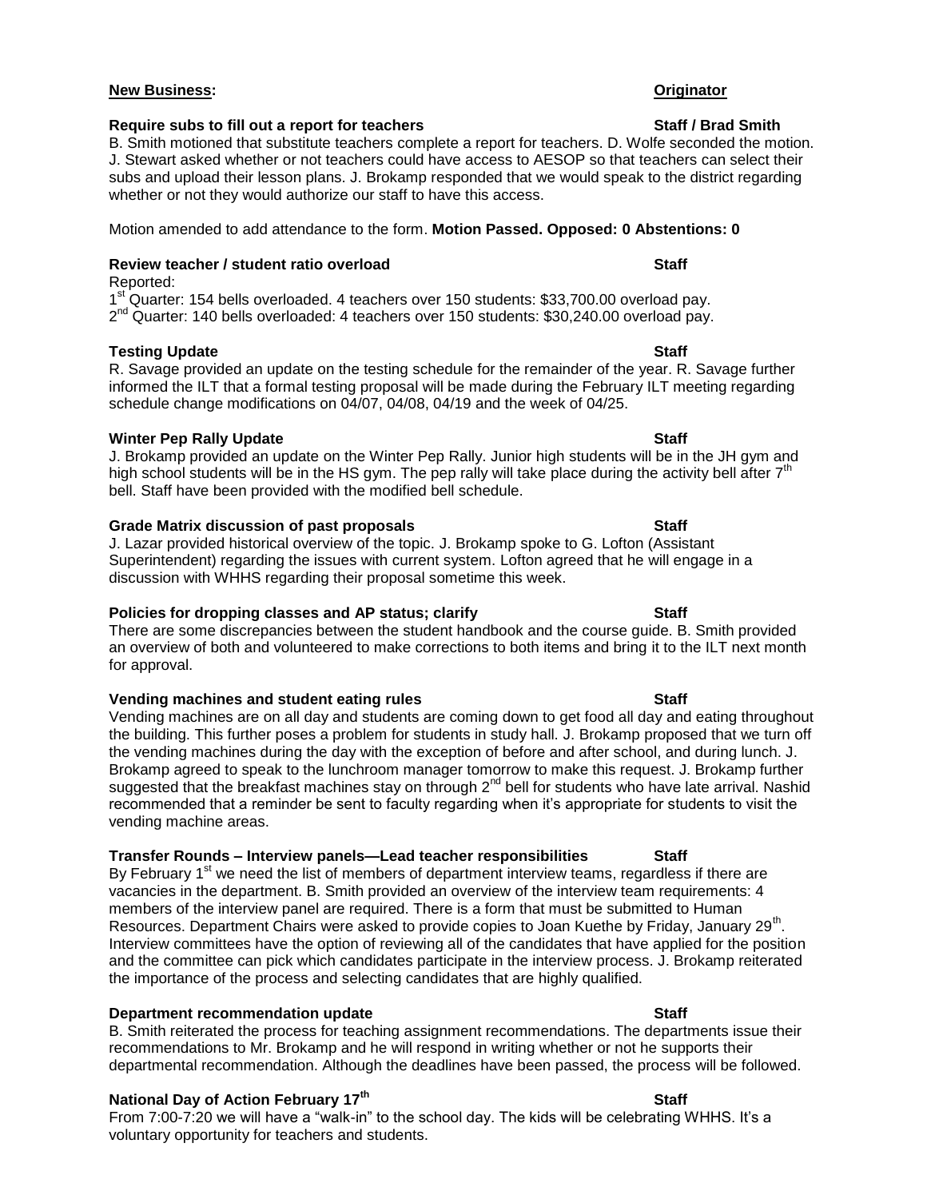**New Business:** **Originator**

**Require subs to fill out a report for teachers** **Staff / Brad Smith**

B. Smith motioned that substitute teachers complete a report for teachers. D. Wolfe seconded the motion. J. Stewart asked whether or not teachers could have access to AESOP so that teachers can select their subs and upload their lesson plans. J. Brokamp responded that we would speak to the district regarding whether or not they would authorize our staff to have this access.

Motion amended to add attendance to the form. **Motion Passed. Opposed: 0 Abstentions: 0**

**Review teacher / student ratio overload** **Staff**

Reported:

1st Quarter: 154 bells overloaded. 4 teachers over 150 students: $33,700.00 overload pay.

2nd Quarter: 140 bells overloaded: 4 teachers over 150 students: $30,240.00 overload pay.

**Testing Update** **Staff**

R. Savage provided an update on the testing schedule for the remainder of the year. R. Savage further informed the ILT that a formal testing proposal will be made during the February ILT meeting regarding schedule change modifications on 04/07, 04/08, 04/19 and the week of 04/25.

**Winter Pep Rally Update** **Staff**

J. Brokamp provided an update on the Winter Pep Rally. Junior high students will be in the JH gym and high school students will be in the HS gym. The pep rally will take place during the activity bell after 7th bell. Staff have been provided with the modified bell schedule.

**Grade Matrix discussion of past proposals** **Staff**

J. Lazar provided historical overview of the topic. J. Brokamp spoke to G. Lofton (Assistant Superintendent) regarding the issues with current system. Lofton agreed that he will engage in a discussion with WHHS regarding their proposal sometime this week.

**Policies for dropping classes and AP status; clarify** **Staff**

There are some discrepancies between the student handbook and the course guide. B. Smith provided an overview of both and volunteered to make corrections to both items and bring it to the ILT next month for approval.

**Vending machines and student eating rules** **Staff**

Vending machines are on all day and students are coming down to get food all day and eating throughout the building. This further poses a problem for students in study hall. J. Brokamp proposed that we turn off the vending machines during the day with the exception of before and after school, and during lunch. J. Brokamp agreed to speak to the lunchroom manager tomorrow to make this request. J. Brokamp further suggested that the breakfast machines stay on through 2nd bell for students who have late arrival. Nashid recommended that a reminder be sent to faculty regarding when it's appropriate for students to visit the vending machine areas.

**Transfer Rounds – Interview panels—Lead teacher responsibilities** **Staff**

By February 1st we need the list of members of department interview teams, regardless if there are vacancies in the department. B. Smith provided an overview of the interview team requirements: 4 members of the interview panel are required. There is a form that must be submitted to Human Resources. Department Chairs were asked to provide copies to Joan Kuethe by Friday, January 29th. Interview committees have the option of reviewing all of the candidates that have applied for the position and the committee can pick which candidates participate in the interview process. J. Brokamp reiterated the importance of the process and selecting candidates that are highly qualified.

**Department recommendation update** **Staff**

B. Smith reiterated the process for teaching assignment recommendations. The departments issue their recommendations to Mr. Brokamp and he will respond in writing whether or not he supports their departmental recommendation. Although the deadlines have been passed, the process will be followed.

**National Day of Action February 17th** **Staff**

From 7:00-7:20 we will have a "walk-in" to the school day. The kids will be celebrating WHHS. It's a voluntary opportunity for teachers and students.